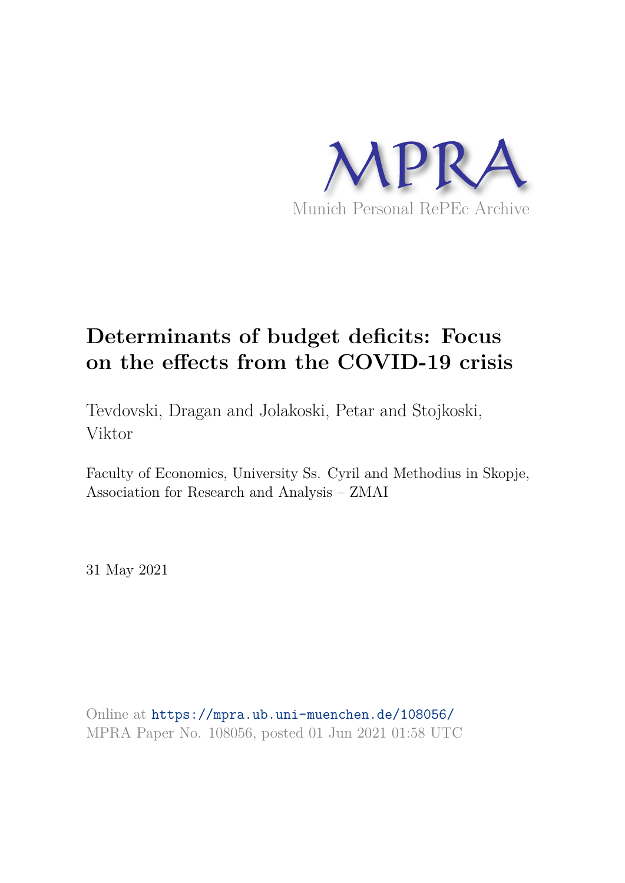MPRA

Munich Personal RePEc Archive

# Determinants of budget deficits: Focus on the effects from the COVID-19 crisis

Tevdovski, Dragan and Jolakoski, Petar and Stojkoski, Viktor

Faculty of Economics, University Ss. Cyril and Methodius in Skopje, Association for Research and Analysis – ZMAI

31 May 2021

Online at https://mpra.ub.uni-muenchen.de/108056/
MPRA Paper No. 108056, posted 01 Jun 2021 01:58 UTC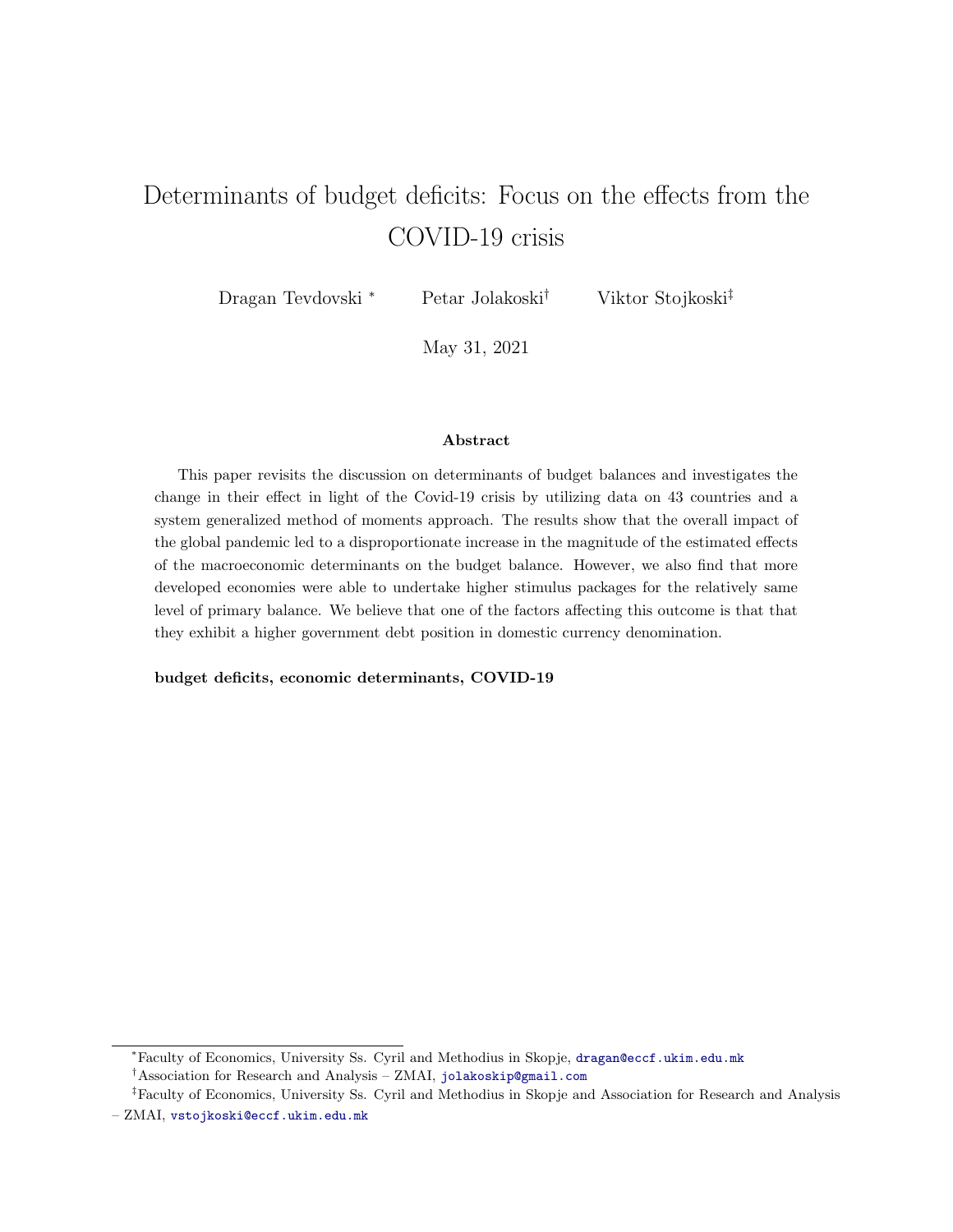# Determinants of budget deficits: Focus on the effects from the COVID-19 crisis

Dragan Tevdovski [*] Petar Jolakoski [†] Viktor Stojkoski [‡]

May 31, 2021

**Abstract**

This paper revisits the discussion on determinants of budget balances and investigates the change in their effect in light of the Covid-19 crisis by utilizing data on 43 countries and a system generalized method of moments approach. The results show that the overall impact of the global pandemic led to a disproportionate increase in the magnitude of the estimated effects of the macroeconomic determinants on the budget balance. However, we also find that more developed economies were able to undertake higher stimulus packages for the relatively same level of primary balance. We believe that one of the factors affecting this outcome is that that they exhibit a higher government debt position in domestic currency denomination.

**budget deficits, economic determinants, COVID-19**

---

[*] Faculty of Economics, University Ss. Cyril and Methodius in Skopje, dragan@eccf.ukim.edu.mk

[†] Association for Research and Analysis – ZMAI, jolakoskip@gmail.com

[‡] Faculty of Economics, University Ss. Cyril and Methodius in Skopje and Association for Research and Analysis – ZMAI, vstojkoski@eccf.ukim.edu.mk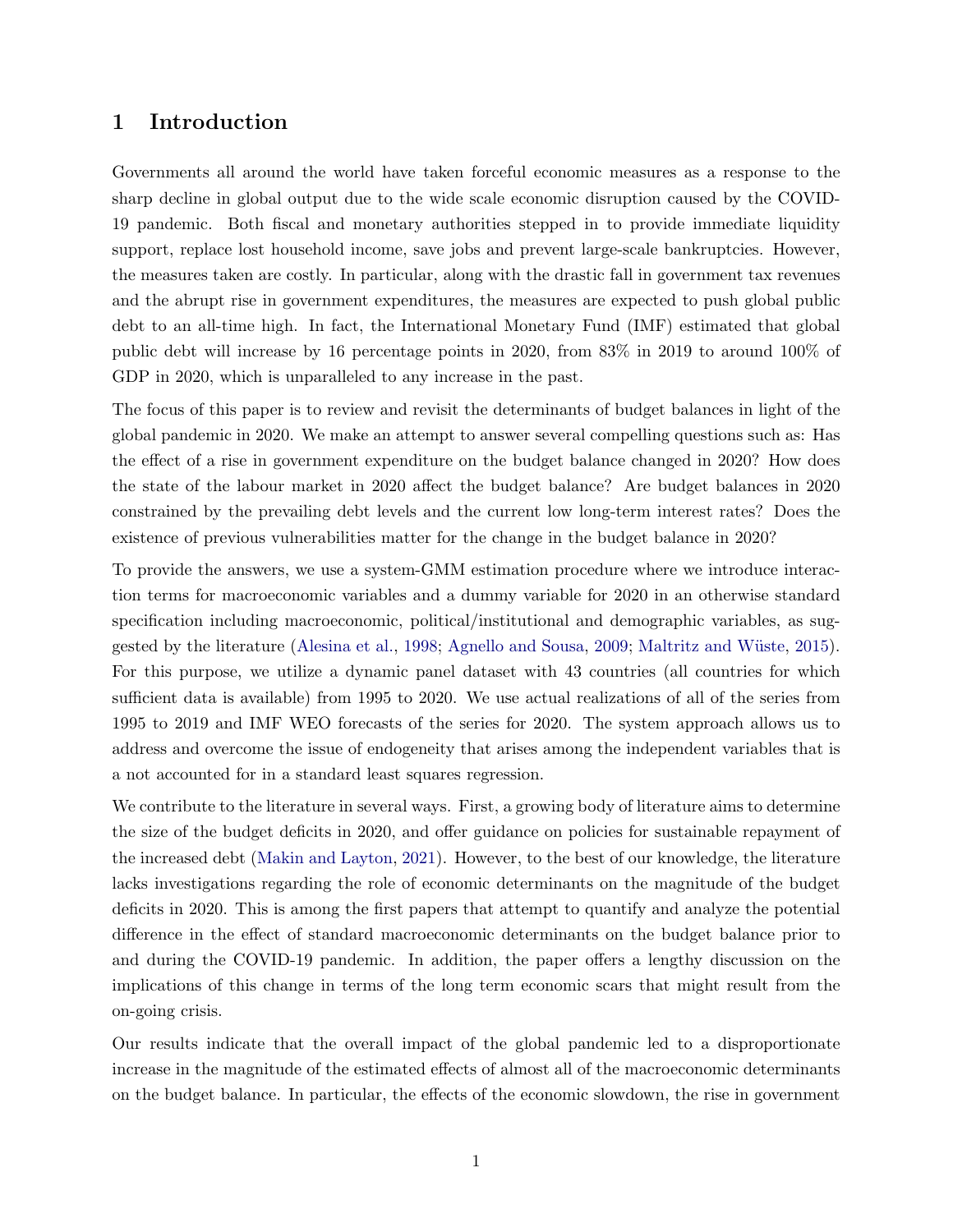## 1 Introduction

Governments all around the world have taken forceful economic measures as a response to the sharp decline in global output due to the wide scale economic disruption caused by the COVID-19 pandemic. Both fiscal and monetary authorities stepped in to provide immediate liquidity support, replace lost household income, save jobs and prevent large-scale bankruptcies. However, the measures taken are costly. In particular, along with the drastic fall in government tax revenues and the abrupt rise in government expenditures, the measures are expected to push global public debt to an all-time high. In fact, the International Monetary Fund (IMF) estimated that global public debt will increase by 16 percentage points in 2020, from 83% in 2019 to around 100% of GDP in 2020, which is unparalleled to any increase in the past.

The focus of this paper is to review and revisit the determinants of budget balances in light of the global pandemic in 2020. We make an attempt to answer several compelling questions such as: Has the effect of a rise in government expenditure on the budget balance changed in 2020? How does the state of the labour market in 2020 affect the budget balance? Are budget balances in 2020 constrained by the prevailing debt levels and the current low long-term interest rates? Does the existence of previous vulnerabilities matter for the change in the budget balance in 2020?

To provide the answers, we use a system-GMM estimation procedure where we introduce interaction terms for macroeconomic variables and a dummy variable for 2020 in an otherwise standard specification including macroeconomic, political/institutional and demographic variables, as suggested by the literature (Alesina et al., 1998; Agnello and Sousa, 2009; Maltritz and Wüste, 2015). For this purpose, we utilize a dynamic panel dataset with 43 countries (all countries for which sufficient data is available) from 1995 to 2020. We use actual realizations of all of the series from 1995 to 2019 and IMF WEO forecasts of the series for 2020. The system approach allows us to address and overcome the issue of endogeneity that arises among the independent variables that is a not accounted for in a standard least squares regression.

We contribute to the literature in several ways. First, a growing body of literature aims to determine the size of the budget deficits in 2020, and offer guidance on policies for sustainable repayment of the increased debt (Makin and Layton, 2021). However, to the best of our knowledge, the literature lacks investigations regarding the role of economic determinants on the magnitude of the budget deficits in 2020. This is among the first papers that attempt to quantify and analyze the potential difference in the effect of standard macroeconomic determinants on the budget balance prior to and during the COVID-19 pandemic. In addition, the paper offers a lengthy discussion on the implications of this change in terms of the long term economic scars that might result from the on-going crisis.

Our results indicate that the overall impact of the global pandemic led to a disproportionate increase in the magnitude of the estimated effects of almost all of the macroeconomic determinants on the budget balance. In particular, the effects of the economic slowdown, the rise in government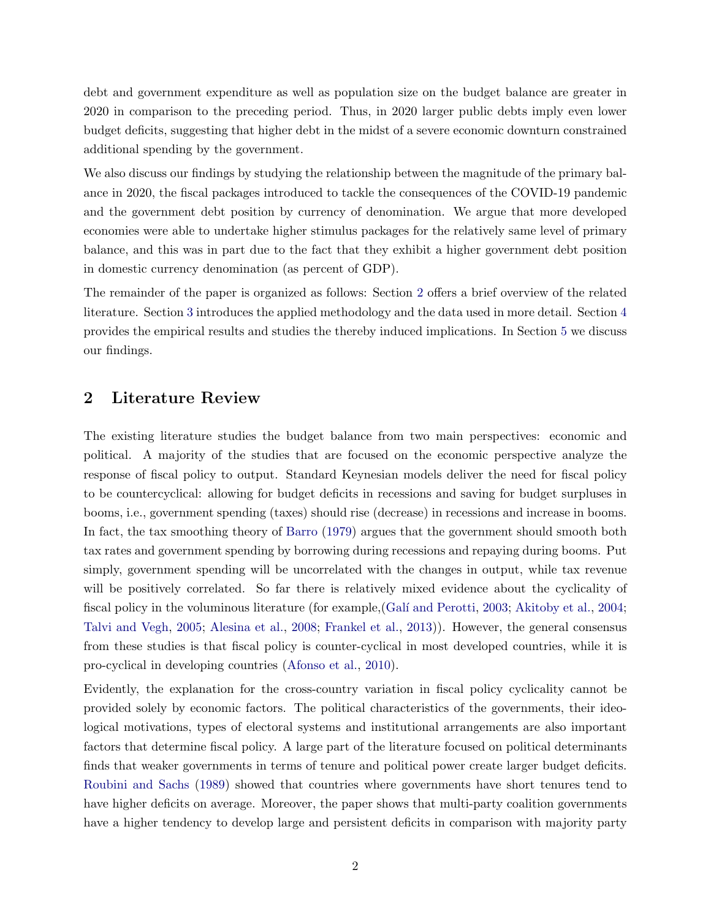debt and government expenditure as well as population size on the budget balance are greater in 2020 in comparison to the preceding period. Thus, in 2020 larger public debts imply even lower budget deficits, suggesting that higher debt in the midst of a severe economic downturn constrained additional spending by the government.

We also discuss our findings by studying the relationship between the magnitude of the primary balance in 2020, the fiscal packages introduced to tackle the consequences of the COVID-19 pandemic and the government debt position by currency of denomination. We argue that more developed economies were able to undertake higher stimulus packages for the relatively same level of primary balance, and this was in part due to the fact that they exhibit a higher government debt position in domestic currency denomination (as percent of GDP).

The remainder of the paper is organized as follows: Section 2 offers a brief overview of the related literature. Section 3 introduces the applied methodology and the data used in more detail. Section 4 provides the empirical results and studies the thereby induced implications. In Section 5 we discuss our findings.

## 2 Literature Review

The existing literature studies the budget balance from two main perspectives: economic and political. A majority of the studies that are focused on the economic perspective analyze the response of fiscal policy to output. Standard Keynesian models deliver the need for fiscal policy to be countercyclical: allowing for budget deficits in recessions and saving for budget surpluses in booms, i.e., government spending (taxes) should rise (decrease) in recessions and increase in booms. In fact, the tax smoothing theory of Barro (1979) argues that the government should smooth both tax rates and government spending by borrowing during recessions and repaying during booms. Put simply, government spending will be uncorrelated with the changes in output, while tax revenue will be positively correlated. So far there is relatively mixed evidence about the cyclicality of fiscal policy in the voluminous literature (for example,(Galí and Perotti, 2003; Akitoby et al., 2004; Talvi and Vegh, 2005; Alesina et al., 2008; Frankel et al., 2013)). However, the general consensus from these studies is that fiscal policy is counter-cyclical in most developed countries, while it is pro-cyclical in developing countries (Afonso et al., 2010).

Evidently, the explanation for the cross-country variation in fiscal policy cyclicality cannot be provided solely by economic factors. The political characteristics of the governments, their ideological motivations, types of electoral systems and institutional arrangements are also important factors that determine fiscal policy. A large part of the literature focused on political determinants finds that weaker governments in terms of tenure and political power create larger budget deficits. Roubini and Sachs (1989) showed that countries where governments have short tenures tend to have higher deficits on average. Moreover, the paper shows that multi-party coalition governments have a higher tendency to develop large and persistent deficits in comparison with majority party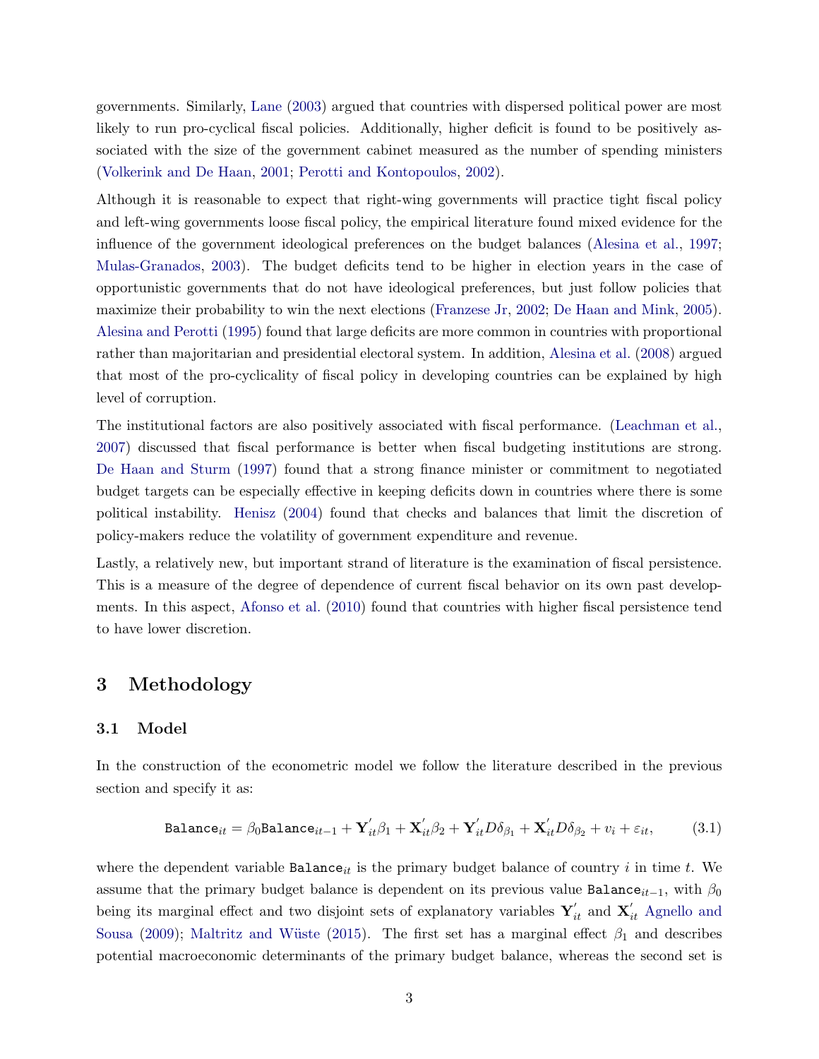governments. Similarly, Lane (2003) argued that countries with dispersed political power are most likely to run pro-cyclical fiscal policies. Additionally, higher deficit is found to be positively associated with the size of the government cabinet measured as the number of spending ministers (Volkerink and De Haan, 2001; Perotti and Kontopoulos, 2002).

Although it is reasonable to expect that right-wing governments will practice tight fiscal policy and left-wing governments loose fiscal policy, the empirical literature found mixed evidence for the influence of the government ideological preferences on the budget balances (Alesina et al., 1997; Mulas-Granados, 2003). The budget deficits tend to be higher in election years in the case of opportunistic governments that do not have ideological preferences, but just follow policies that maximize their probability to win the next elections (Franzese Jr, 2002; De Haan and Mink, 2005). Alesina and Perotti (1995) found that large deficits are more common in countries with proportional rather than majoritarian and presidential electoral system. In addition, Alesina et al. (2008) argued that most of the pro-cyclicality of fiscal policy in developing countries can be explained by high level of corruption.

The institutional factors are also positively associated with fiscal performance. (Leachman et al., 2007) discussed that fiscal performance is better when fiscal budgeting institutions are strong. De Haan and Sturm (1997) found that a strong finance minister or commitment to negotiated budget targets can be especially effective in keeping deficits down in countries where there is some political instability. Henisz (2004) found that checks and balances that limit the discretion of policy-makers reduce the volatility of government expenditure and revenue.

Lastly, a relatively new, but important strand of literature is the examination of fiscal persistence. This is a measure of the degree of dependence of current fiscal behavior on its own past developments. In this aspect, Afonso et al. (2010) found that countries with higher fiscal persistence tend to have lower discretion.

# 3 Methodology

## 3.1 Model

In the construction of the econometric model we follow the literature described in the previous section and specify it as:

$$\texttt{Balance}_{it} = \beta_0 \texttt{Balance}_{it-1} + \mathbf{Y}_{it}^{'}\beta_1 + \mathbf{X}_{it}^{'}\beta_2 + \mathbf{Y}_{it}^{'}D\delta_{\beta_1} + \mathbf{X}_{it}^{'}D\delta_{\beta_2} + v_i + \varepsilon_{it}, \tag{3.1}$$

where the dependent variable $\texttt{Balance}_{it}$ is the primary budget balance of country $i$ in time $t$. We assume that the primary budget balance is dependent on its previous value $\texttt{Balance}_{it-1}$, with $\beta_0$ being its marginal effect and two disjoint sets of explanatory variables $\mathbf{Y}_{it}^{'}$ and $\mathbf{X}_{it}^{'}$ Agnello and Sousa (2009); Maltritz and Wüste (2015). The first set has a marginal effect $\beta_1$ and describes potential macroeconomic determinants of the primary budget balance, whereas the second set is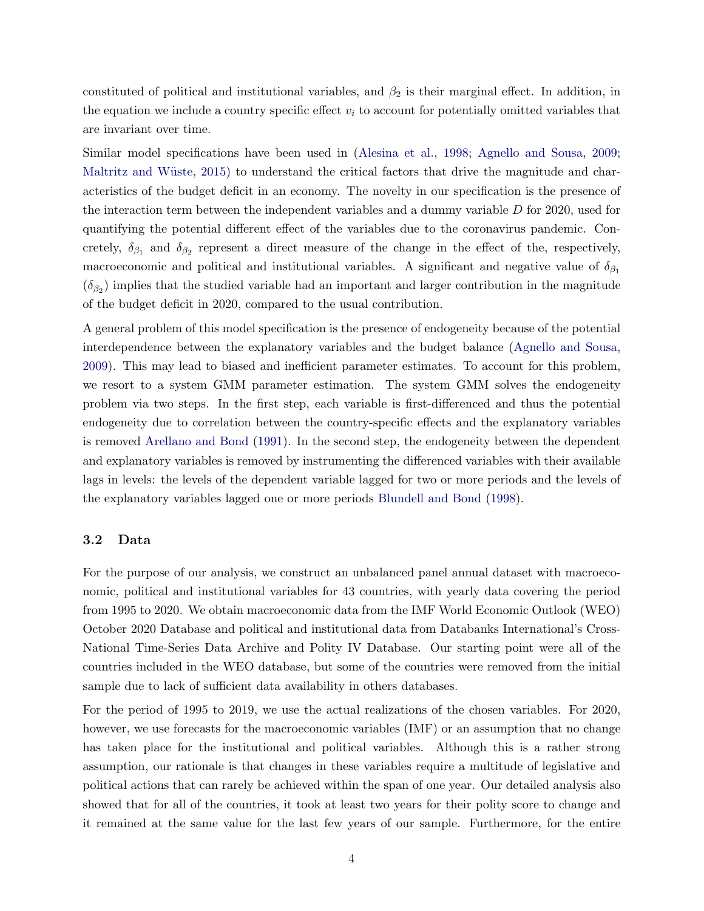constituted of political and institutional variables, and $\beta_2$ is their marginal effect. In addition, in the equation we include a country specific effect $v_i$ to account for potentially omitted variables that are invariant over time.

Similar model specifications have been used in (Alesina et al., 1998; Agnello and Sousa, 2009; Maltritz and Wüste, 2015) to understand the critical factors that drive the magnitude and characteristics of the budget deficit in an economy. The novelty in our specification is the presence of the interaction term between the independent variables and a dummy variable $D$ for 2020, used for quantifying the potential different effect of the variables due to the coronavirus pandemic. Concretely, $\delta_{\beta_1}$ and $\delta_{\beta_2}$ represent a direct measure of the change in the effect of the, respectively, macroeconomic and political and institutional variables. A significant and negative value of $\delta_{\beta_1}$ ($\delta_{\beta_2}$) implies that the studied variable had an important and larger contribution in the magnitude of the budget deficit in 2020, compared to the usual contribution.

A general problem of this model specification is the presence of endogeneity because of the potential interdependence between the explanatory variables and the budget balance (Agnello and Sousa, 2009). This may lead to biased and inefficient parameter estimates. To account for this problem, we resort to a system GMM parameter estimation. The system GMM solves the endogeneity problem via two steps. In the first step, each variable is first-differenced and thus the potential endogeneity due to correlation between the country-specific effects and the explanatory variables is removed Arellano and Bond (1991). In the second step, the endogeneity between the dependent and explanatory variables is removed by instrumenting the differenced variables with their available lags in levels: the levels of the dependent variable lagged for two or more periods and the levels of the explanatory variables lagged one or more periods Blundell and Bond (1998).

### 3.2 Data

For the purpose of our analysis, we construct an unbalanced panel annual dataset with macroeconomic, political and institutional variables for 43 countries, with yearly data covering the period from 1995 to 2020. We obtain macroeconomic data from the IMF World Economic Outlook (WEO) October 2020 Database and political and institutional data from Databanks International's Cross-National Time-Series Data Archive and Polity IV Database. Our starting point were all of the countries included in the WEO database, but some of the countries were removed from the initial sample due to lack of sufficient data availability in others databases.

For the period of 1995 to 2019, we use the actual realizations of the chosen variables. For 2020, however, we use forecasts for the macroeconomic variables (IMF) or an assumption that no change has taken place for the institutional and political variables. Although this is a rather strong assumption, our rationale is that changes in these variables require a multitude of legislative and political actions that can rarely be achieved within the span of one year. Our detailed analysis also showed that for all of the countries, it took at least two years for their polity score to change and it remained at the same value for the last few years of our sample. Furthermore, for the entire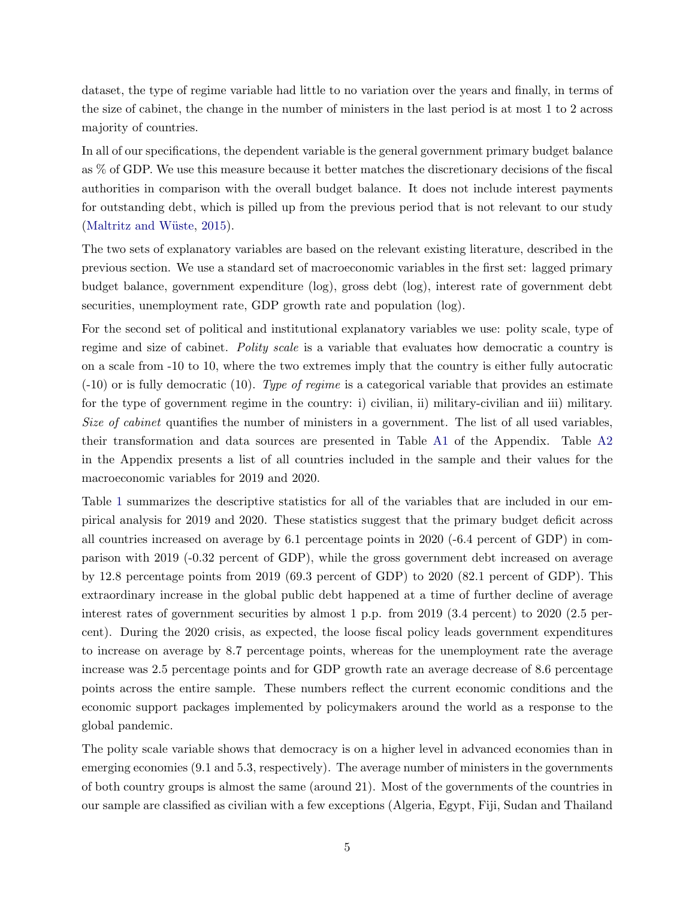dataset, the type of regime variable had little to no variation over the years and finally, in terms of the size of cabinet, the change in the number of ministers in the last period is at most 1 to 2 across majority of countries.

In all of our specifications, the dependent variable is the general government primary budget balance as % of GDP. We use this measure because it better matches the discretionary decisions of the fiscal authorities in comparison with the overall budget balance. It does not include interest payments for outstanding debt, which is pilled up from the previous period that is not relevant to our study (Maltritz and Wüste, 2015).

The two sets of explanatory variables are based on the relevant existing literature, described in the previous section. We use a standard set of macroeconomic variables in the first set: lagged primary budget balance, government expenditure (log), gross debt (log), interest rate of government debt securities, unemployment rate, GDP growth rate and population (log).

For the second set of political and institutional explanatory variables we use: polity scale, type of regime and size of cabinet. *Polity scale* is a variable that evaluates how democratic a country is on a scale from -10 to 10, where the two extremes imply that the country is either fully autocratic (-10) or is fully democratic (10). *Type of regime* is a categorical variable that provides an estimate for the type of government regime in the country: i) civilian, ii) military-civilian and iii) military. *Size of cabinet* quantifies the number of ministers in a government. The list of all used variables, their transformation and data sources are presented in Table A1 of the Appendix. Table A2 in the Appendix presents a list of all countries included in the sample and their values for the macroeconomic variables for 2019 and 2020.

Table 1 summarizes the descriptive statistics for all of the variables that are included in our empirical analysis for 2019 and 2020. These statistics suggest that the primary budget deficit across all countries increased on average by 6.1 percentage points in 2020 (-6.4 percent of GDP) in comparison with 2019 (-0.32 percent of GDP), while the gross government debt increased on average by 12.8 percentage points from 2019 (69.3 percent of GDP) to 2020 (82.1 percent of GDP). This extraordinary increase in the global public debt happened at a time of further decline of average interest rates of government securities by almost 1 p.p. from 2019 (3.4 percent) to 2020 (2.5 percent). During the 2020 crisis, as expected, the loose fiscal policy leads government expenditures to increase on average by 8.7 percentage points, whereas for the unemployment rate the average increase was 2.5 percentage points and for GDP growth rate an average decrease of 8.6 percentage points across the entire sample. These numbers reflect the current economic conditions and the economic support packages implemented by policymakers around the world as a response to the global pandemic.

The polity scale variable shows that democracy is on a higher level in advanced economies than in emerging economies (9.1 and 5.3, respectively). The average number of ministers in the governments of both country groups is almost the same (around 21). Most of the governments of the countries in our sample are classified as civilian with a few exceptions (Algeria, Egypt, Fiji, Sudan and Thailand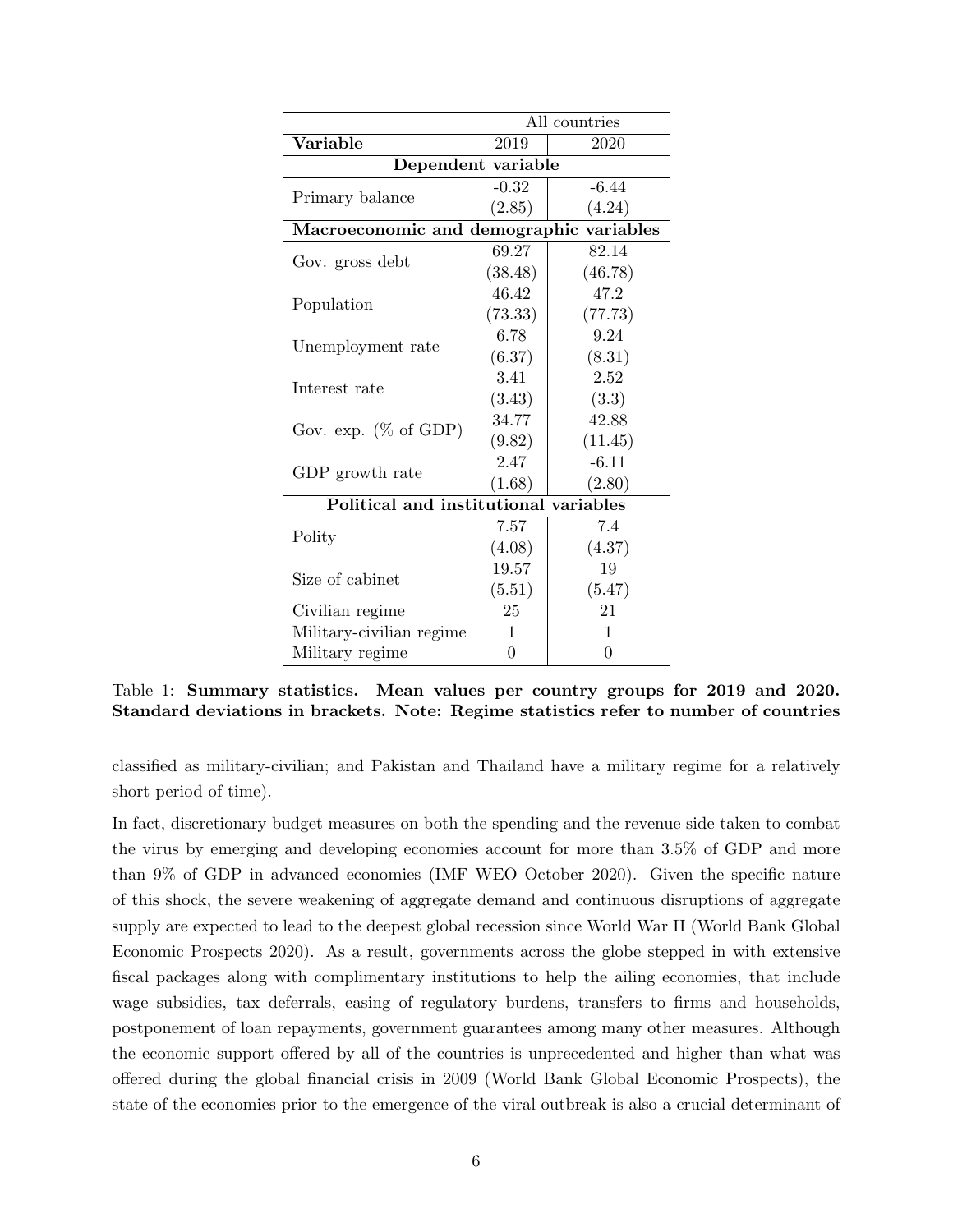| | All countries | |
|---|---|---|
| **Variable** | 2019 | 2020 |
| **Dependent variable** | | |
| Primary balance | -0.32 | -6.44 |
| | (2.85) | (4.24) |
| **Macroeconomic and demographic variables** | | |
| Gov. gross debt | 69.27 | 82.14 |
| | (38.48) | (46.78) |
| Population | 46.42 | 47.2 |
| | (73.33) | (77.73) |
| Unemployment rate | 6.78 | 9.24 |
| | (6.37) | (8.31) |
| Interest rate | 3.41 | 2.52 |
| | (3.43) | (3.3) |
| Gov. exp. (% of GDP) | 34.77 | 42.88 |
| | (9.82) | (11.45) |
| GDP growth rate | 2.47 | -6.11 |
| | (1.68) | (2.80) |
| **Political and institutional variables** | | |
| Polity | 7.57 | 7.4 |
| | (4.08) | (4.37) |
| Size of cabinet | 19.57 | 19 |
| | (5.51) | (5.47) |
| Civilian regime | 25 | 21 |
| Military-civilian regime | 1 | 1 |
| Military regime | 0 | 0 |

Table 1: **Summary statistics. Mean values per country groups for 2019 and 2020. Standard deviations in brackets. Note: Regime statistics refer to number of countries**

classified as military-civilian; and Pakistan and Thailand have a military regime for a relatively short period of time).

In fact, discretionary budget measures on both the spending and the revenue side taken to combat the virus by emerging and developing economies account for more than 3.5% of GDP and more than 9% of GDP in advanced economies (IMF WEO October 2020). Given the specific nature of this shock, the severe weakening of aggregate demand and continuous disruptions of aggregate supply are expected to lead to the deepest global recession since World War II (World Bank Global Economic Prospects 2020). As a result, governments across the globe stepped in with extensive fiscal packages along with complimentary institutions to help the ailing economies, that include wage subsidies, tax deferrals, easing of regulatory burdens, transfers to firms and households, postponement of loan repayments, government guarantees among many other measures. Although the economic support offered by all of the countries is unprecedented and higher than what was offered during the global financial crisis in 2009 (World Bank Global Economic Prospects), the state of the economies prior to the emergence of the viral outbreak is also a crucial determinant of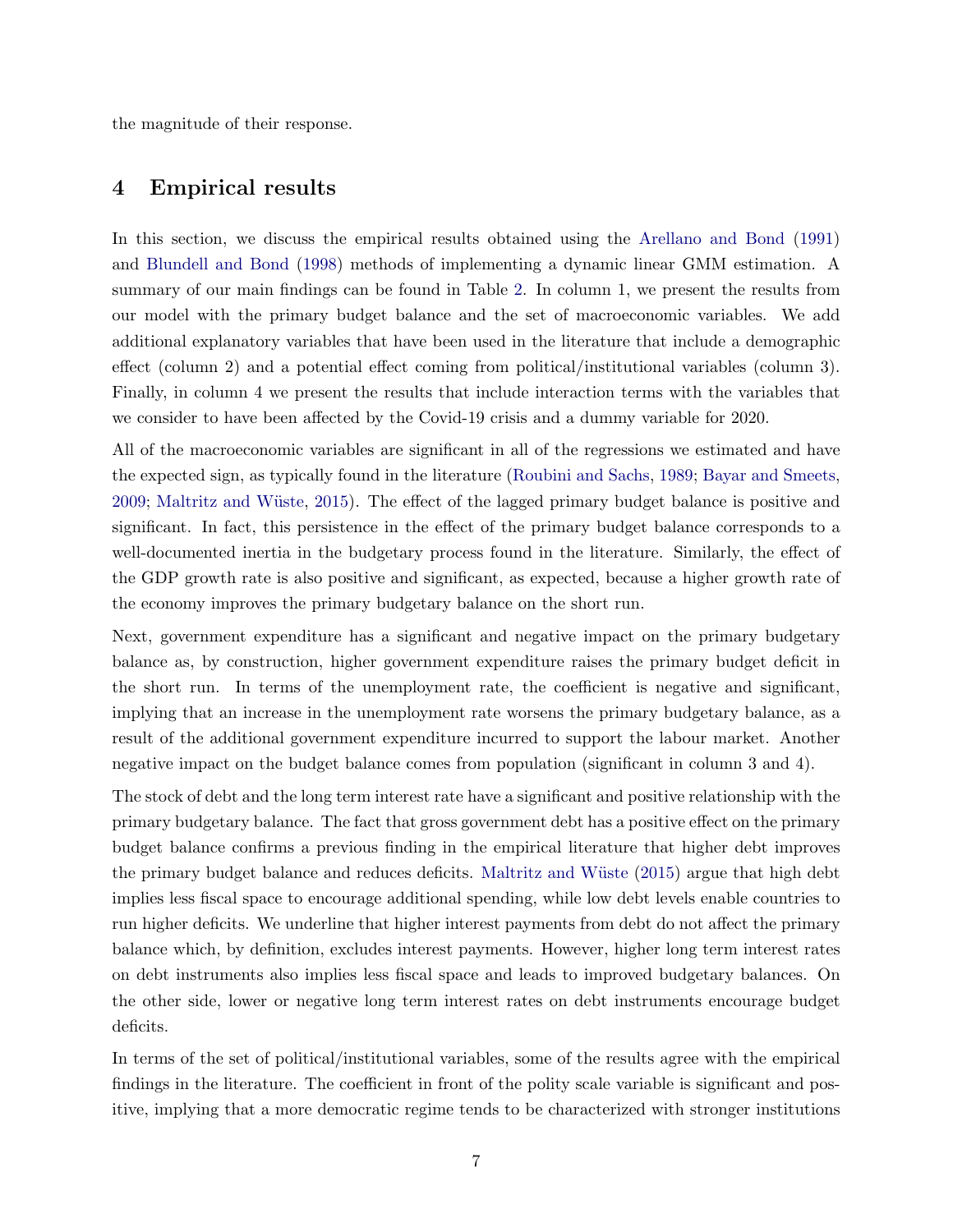the magnitude of their response.

## 4 Empirical results

In this section, we discuss the empirical results obtained using the Arellano and Bond (1991) and Blundell and Bond (1998) methods of implementing a dynamic linear GMM estimation. A summary of our main findings can be found in Table 2. In column 1, we present the results from our model with the primary budget balance and the set of macroeconomic variables. We add additional explanatory variables that have been used in the literature that include a demographic effect (column 2) and a potential effect coming from political/institutional variables (column 3). Finally, in column 4 we present the results that include interaction terms with the variables that we consider to have been affected by the Covid-19 crisis and a dummy variable for 2020.

All of the macroeconomic variables are significant in all of the regressions we estimated and have the expected sign, as typically found in the literature (Roubini and Sachs, 1989; Bayar and Smeets, 2009; Maltritz and Wüste, 2015). The effect of the lagged primary budget balance is positive and significant. In fact, this persistence in the effect of the primary budget balance corresponds to a well-documented inertia in the budgetary process found in the literature. Similarly, the effect of the GDP growth rate is also positive and significant, as expected, because a higher growth rate of the economy improves the primary budgetary balance on the short run.

Next, government expenditure has a significant and negative impact on the primary budgetary balance as, by construction, higher government expenditure raises the primary budget deficit in the short run. In terms of the unemployment rate, the coefficient is negative and significant, implying that an increase in the unemployment rate worsens the primary budgetary balance, as a result of the additional government expenditure incurred to support the labour market. Another negative impact on the budget balance comes from population (significant in column 3 and 4).

The stock of debt and the long term interest rate have a significant and positive relationship with the primary budgetary balance. The fact that gross government debt has a positive effect on the primary budget balance confirms a previous finding in the empirical literature that higher debt improves the primary budget balance and reduces deficits. Maltritz and Wüste (2015) argue that high debt implies less fiscal space to encourage additional spending, while low debt levels enable countries to run higher deficits. We underline that higher interest payments from debt do not affect the primary balance which, by definition, excludes interest payments. However, higher long term interest rates on debt instruments also implies less fiscal space and leads to improved budgetary balances. On the other side, lower or negative long term interest rates on debt instruments encourage budget deficits.

In terms of the set of political/institutional variables, some of the results agree with the empirical findings in the literature. The coefficient in front of the polity scale variable is significant and positive, implying that a more democratic regime tends to be characterized with stronger institutions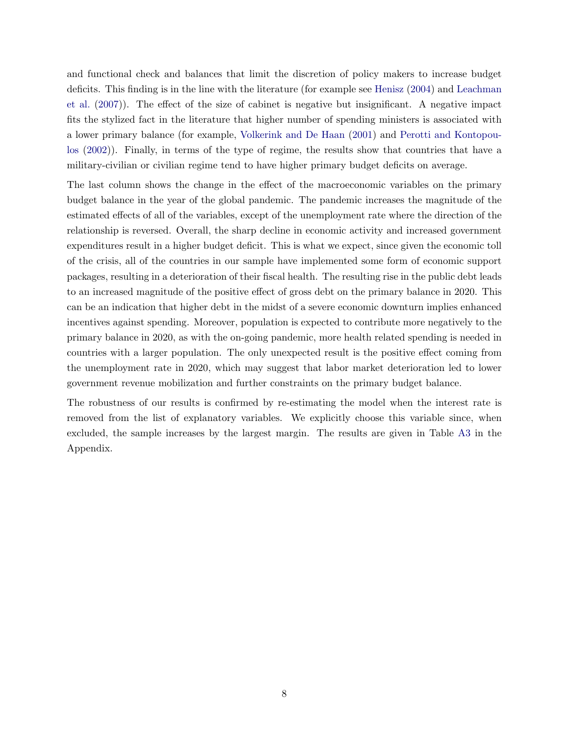and functional check and balances that limit the discretion of policy makers to increase budget deficits. This finding is in the line with the literature (for example see Henisz (2004) and Leachman et al. (2007)). The effect of the size of cabinet is negative but insignificant. A negative impact fits the stylized fact in the literature that higher number of spending ministers is associated with a lower primary balance (for example, Volkerink and De Haan (2001) and Perotti and Kontopoulos (2002)). Finally, in terms of the type of regime, the results show that countries that have a military-civilian or civilian regime tend to have higher primary budget deficits on average.

The last column shows the change in the effect of the macroeconomic variables on the primary budget balance in the year of the global pandemic. The pandemic increases the magnitude of the estimated effects of all of the variables, except of the unemployment rate where the direction of the relationship is reversed. Overall, the sharp decline in economic activity and increased government expenditures result in a higher budget deficit. This is what we expect, since given the economic toll of the crisis, all of the countries in our sample have implemented some form of economic support packages, resulting in a deterioration of their fiscal health. The resulting rise in the public debt leads to an increased magnitude of the positive effect of gross debt on the primary balance in 2020. This can be an indication that higher debt in the midst of a severe economic downturn implies enhanced incentives against spending. Moreover, population is expected to contribute more negatively to the primary balance in 2020, as with the on-going pandemic, more health related spending is needed in countries with a larger population. The only unexpected result is the positive effect coming from the unemployment rate in 2020, which may suggest that labor market deterioration led to lower government revenue mobilization and further constraints on the primary budget balance.

The robustness of our results is confirmed by re-estimating the model when the interest rate is removed from the list of explanatory variables. We explicitly choose this variable since, when excluded, the sample increases by the largest margin. The results are given in Table A3 in the Appendix.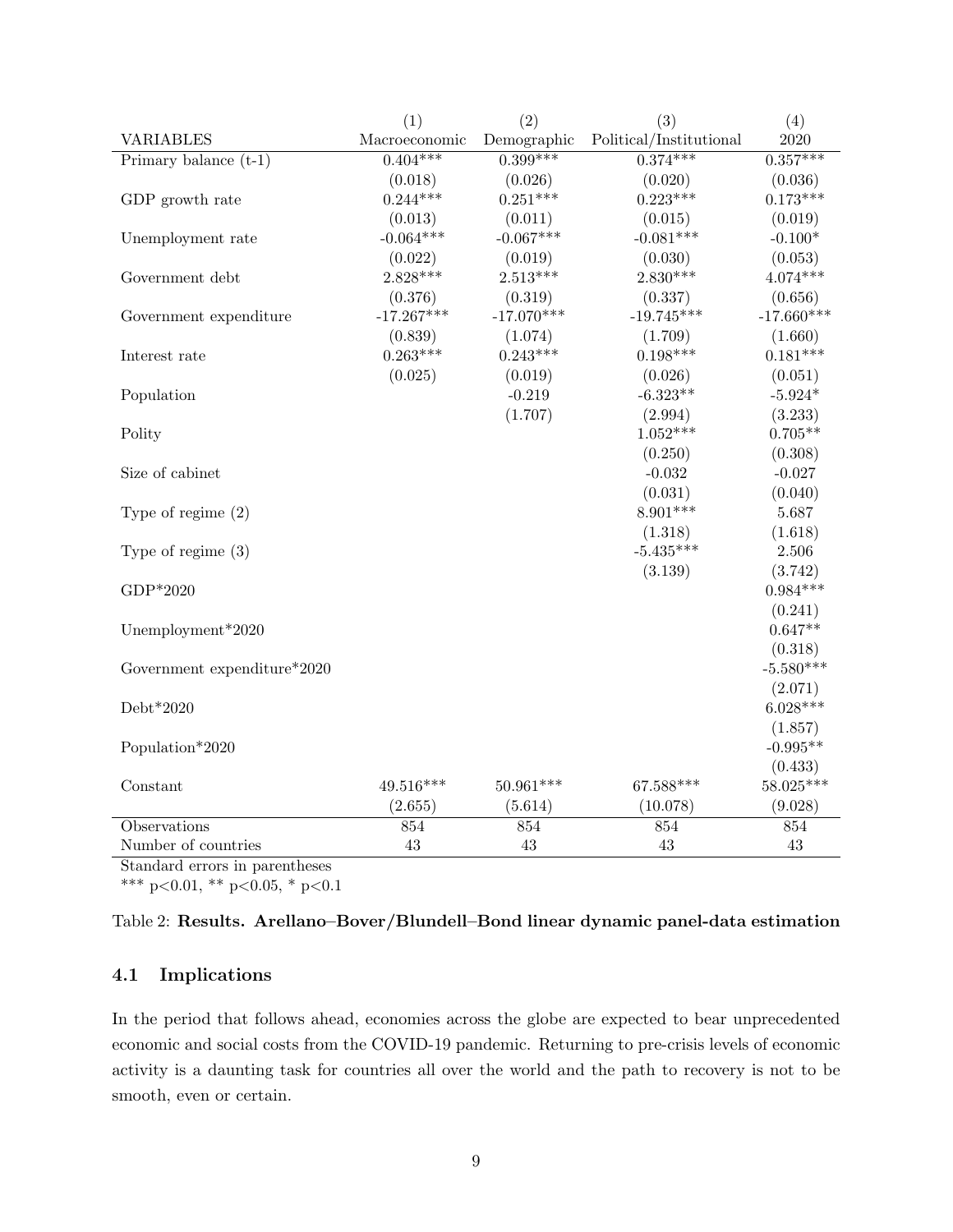| VARIABLES | (1) Macroeconomic | (2) Demographic | (3) Political/Institutional | (4) 2020 |
|---|---|---|---|---|
| Primary balance (t-1) | 0.404*** | 0.399*** | 0.374*** | 0.357*** |
| | (0.018) | (0.026) | (0.020) | (0.036) |
| GDP growth rate | 0.244*** | 0.251*** | 0.223*** | 0.173*** |
| | (0.013) | (0.011) | (0.015) | (0.019) |
| Unemployment rate | -0.064*** | -0.067*** | -0.081*** | -0.100* |
| | (0.022) | (0.019) | (0.030) | (0.053) |
| Government debt | 2.828*** | 2.513*** | 2.830*** | 4.074*** |
| | (0.376) | (0.319) | (0.337) | (0.656) |
| Government expenditure | -17.267*** | -17.070*** | -19.745*** | -17.660*** |
| | (0.839) | (1.074) | (1.709) | (1.660) |
| Interest rate | 0.263*** | 0.243*** | 0.198*** | 0.181*** |
| | (0.025) | (0.019) | (0.026) | (0.051) |
| Population | | -0.219 | -6.323** | -5.924* |
| | | (1.707) | (2.994) | (3.233) |
| Polity | | | 1.052*** | 0.705** |
| | | | (0.250) | (0.308) |
| Size of cabinet | | | -0.032 | -0.027 |
| | | | (0.031) | (0.040) |
| Type of regime (2) | | | 8.901*** | 5.687 |
| | | | (1.318) | (1.618) |
| Type of regime (3) | | | -5.435*** | 2.506 |
| | | | (3.139) | (3.742) |
| GDP*2020 | | | | 0.984*** |
| | | | | (0.241) |
| Unemployment*2020 | | | | 0.647** |
| | | | | (0.318) |
| Government expenditure*2020 | | | | -5.580*** |
| | | | | (2.071) |
| Debt*2020 | | | | 6.028*** |
| | | | | (1.857) |
| Population*2020 | | | | -0.995** |
| | | | | (0.433) |
| Constant | 49.516*** | 50.961*** | 67.588*** | 58.025*** |
| | (2.655) | (5.614) | (10.078) | (9.028) |
| Observations | 854 | 854 | 854 | 854 |
| Number of countries | 43 | 43 | 43 | 43 |

Standard errors in parentheses

*** $p<0.01$, ** $p<0.05$, * $p<0.1$

Table 2: **Results. Arellano–Bover/Blundell–Bond linear dynamic panel-data estimation**

### 4.1 Implications

In the period that follows ahead, economies across the globe are expected to bear unprecedented economic and social costs from the COVID-19 pandemic. Returning to pre-crisis levels of economic activity is a daunting task for countries all over the world and the path to recovery is not to be smooth, even or certain.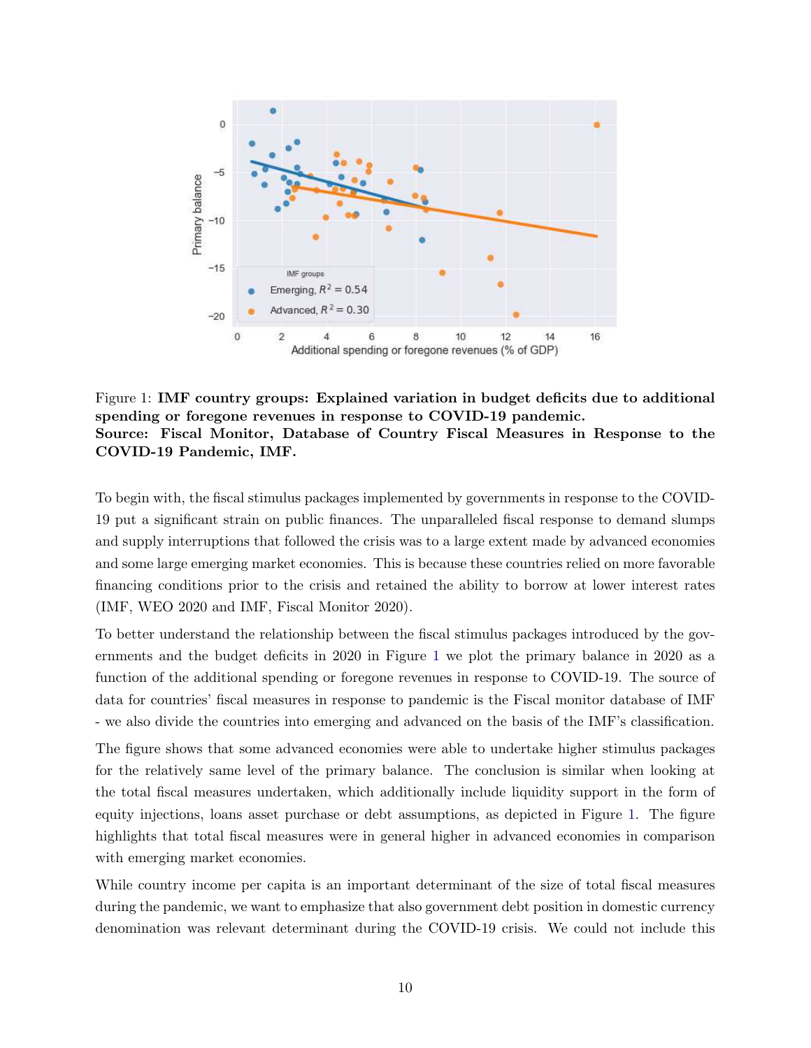Figure 1: **IMF country groups: Explained variation in budget deficits due to additional spending or foregone revenues in response to COVID-19 pandemic.**
**Source: Fiscal Monitor, Database of Country Fiscal Measures in Response to the COVID-19 Pandemic, IMF.**

To begin with, the fiscal stimulus packages implemented by governments in response to the COVID-19 put a significant strain on public finances. The unparalleled fiscal response to demand slumps and supply interruptions that followed the crisis was to a large extent made by advanced economies and some large emerging market economies. This is because these countries relied on more favorable financing conditions prior to the crisis and retained the ability to borrow at lower interest rates (IMF, WEO 2020 and IMF, Fiscal Monitor 2020).

To better understand the relationship between the fiscal stimulus packages introduced by the governments and the budget deficits in 2020 in Figure 1 we plot the primary balance in 2020 as a function of the additional spending or foregone revenues in response to COVID-19. The source of data for countries' fiscal measures in response to pandemic is the Fiscal monitor database of IMF - we also divide the countries into emerging and advanced on the basis of the IMF's classification.

The figure shows that some advanced economies were able to undertake higher stimulus packages for the relatively same level of the primary balance. The conclusion is similar when looking at the total fiscal measures undertaken, which additionally include liquidity support in the form of equity injections, loans asset purchase or debt assumptions, as depicted in Figure 1. The figure highlights that total fiscal measures were in general higher in advanced economies in comparison with emerging market economies.

While country income per capita is an important determinant of the size of total fiscal measures during the pandemic, we want to emphasize that also government debt position in domestic currency denomination was relevant determinant during the COVID-19 crisis. We could not include this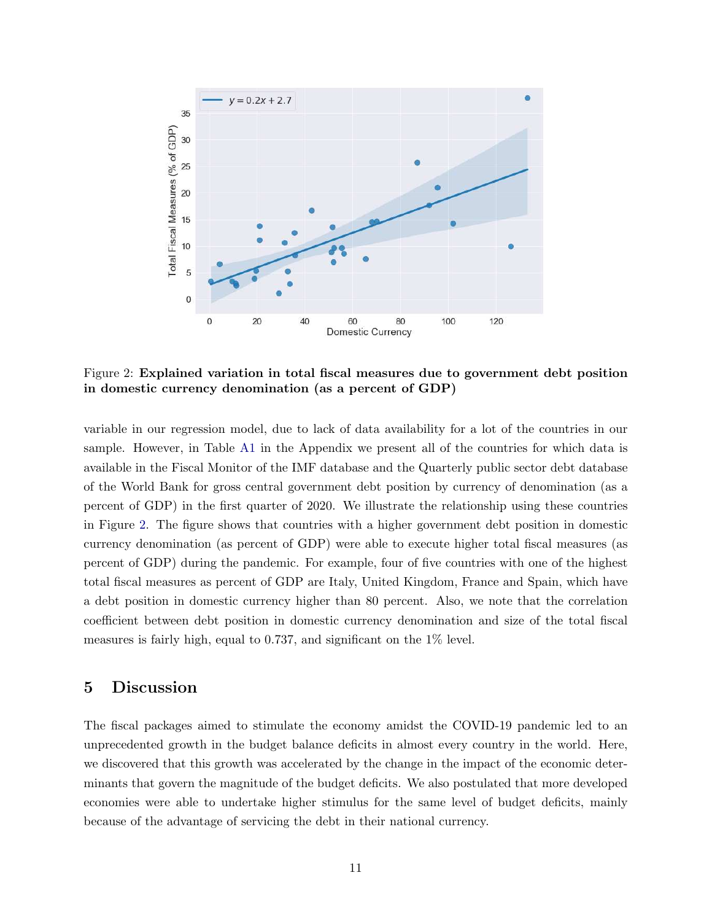Figure 2: **Explained variation in total fiscal measures due to government debt position in domestic currency denomination (as a percent of GDP)**

variable in our regression model, due to lack of data availability for a lot of the countries in our sample. However, in Table A1 in the Appendix we present all of the countries for which data is available in the Fiscal Monitor of the IMF database and the Quarterly public sector debt database of the World Bank for gross central government debt position by currency of denomination (as a percent of GDP) in the first quarter of 2020. We illustrate the relationship using these countries in Figure 2. The figure shows that countries with a higher government debt position in domestic currency denomination (as percent of GDP) were able to execute higher total fiscal measures (as percent of GDP) during the pandemic. For example, four of five countries with one of the highest total fiscal measures as percent of GDP are Italy, United Kingdom, France and Spain, which have a debt position in domestic currency higher than 80 percent. Also, we note that the correlation coefficient between debt position in domestic currency denomination and size of the total fiscal measures is fairly high, equal to 0.737, and significant on the 1% level.

## 5 Discussion

The fiscal packages aimed to stimulate the economy amidst the COVID-19 pandemic led to an unprecedented growth in the budget balance deficits in almost every country in the world. Here, we discovered that this growth was accelerated by the change in the impact of the economic determinants that govern the magnitude of the budget deficits. We also postulated that more developed economies were able to undertake higher stimulus for the same level of budget deficits, mainly because of the advantage of servicing the debt in their national currency.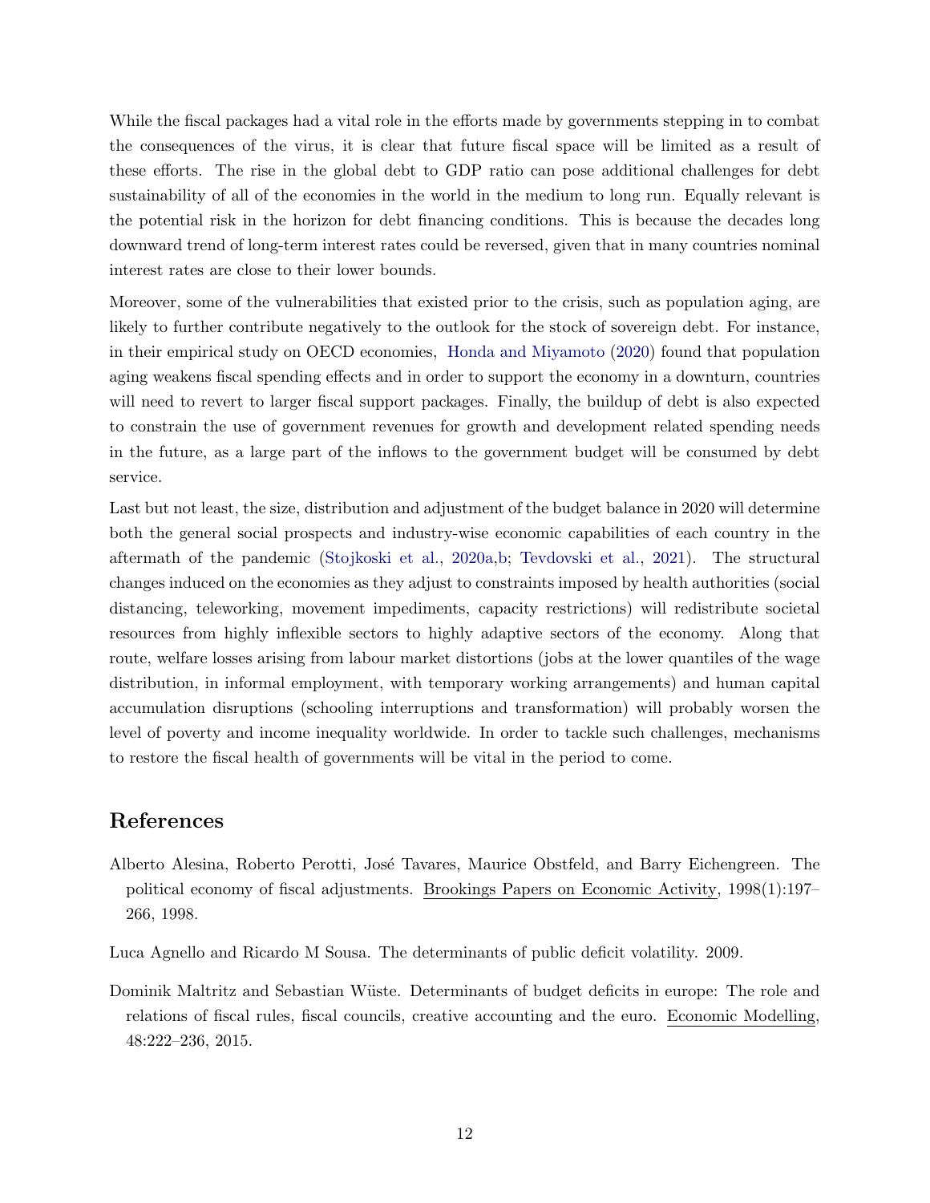While the fiscal packages had a vital role in the efforts made by governments stepping in to combat the consequences of the virus, it is clear that future fiscal space will be limited as a result of these efforts. The rise in the global debt to GDP ratio can pose additional challenges for debt sustainability of all of the economies in the world in the medium to long run. Equally relevant is the potential risk in the horizon for debt financing conditions. This is because the decades long downward trend of long-term interest rates could be reversed, given that in many countries nominal interest rates are close to their lower bounds.

Moreover, some of the vulnerabilities that existed prior to the crisis, such as population aging, are likely to further contribute negatively to the outlook for the stock of sovereign debt. For instance, in their empirical study on OECD economies, Honda and Miyamoto (2020) found that population aging weakens fiscal spending effects and in order to support the economy in a downturn, countries will need to revert to larger fiscal support packages. Finally, the buildup of debt is also expected to constrain the use of government revenues for growth and development related spending needs in the future, as a large part of the inflows to the government budget will be consumed by debt service.

Last but not least, the size, distribution and adjustment of the budget balance in 2020 will determine both the general social prospects and industry-wise economic capabilities of each country in the aftermath of the pandemic (Stojkoski et al., 2020a,b; Tevdovski et al., 2021). The structural changes induced on the economies as they adjust to constraints imposed by health authorities (social distancing, teleworking, movement impediments, capacity restrictions) will redistribute societal resources from highly inflexible sectors to highly adaptive sectors of the economy. Along that route, welfare losses arising from labour market distortions (jobs at the lower quantiles of the wage distribution, in informal employment, with temporary working arrangements) and human capital accumulation disruptions (schooling interruptions and transformation) will probably worsen the level of poverty and income inequality worldwide. In order to tackle such challenges, mechanisms to restore the fiscal health of governments will be vital in the period to come.

## References

Alberto Alesina, Roberto Perotti, José Tavares, Maurice Obstfeld, and Barry Eichengreen. The political economy of fiscal adjustments. Brookings Papers on Economic Activity, 1998(1):197–266, 1998.

Luca Agnello and Ricardo M Sousa. The determinants of public deficit volatility. 2009.

Dominik Maltritz and Sebastian Wüste. Determinants of budget deficits in europe: The role and relations of fiscal rules, fiscal councils, creative accounting and the euro. Economic Modelling, 48:222–236, 2015.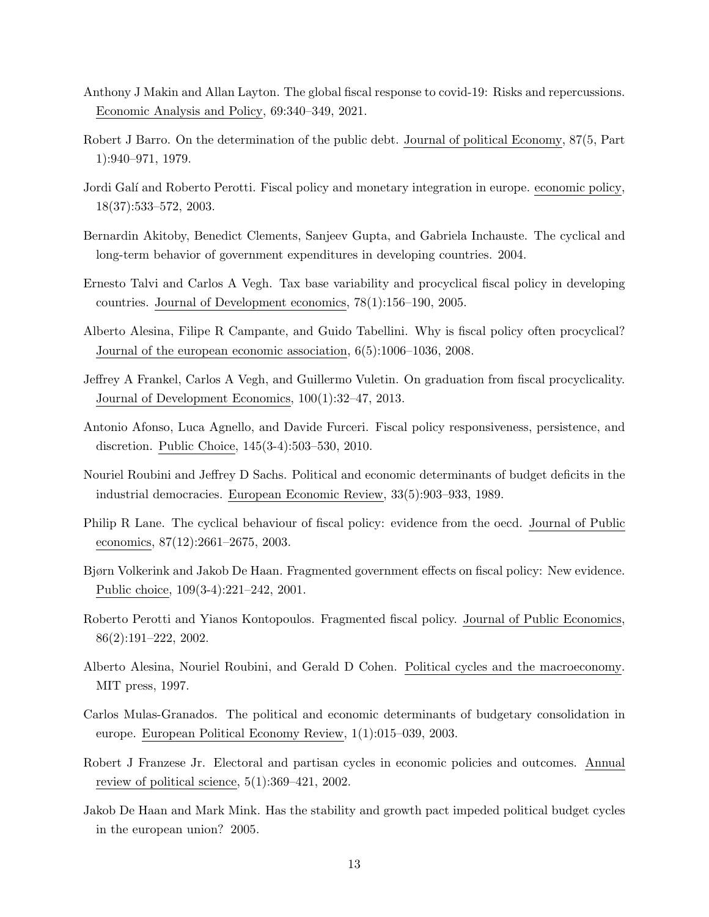Anthony J Makin and Allan Layton. The global fiscal response to covid-19: Risks and repercussions. Economic Analysis and Policy, 69:340–349, 2021.

Robert J Barro. On the determination of the public debt. Journal of political Economy, 87(5, Part 1):940–971, 1979.

Jordi Galí and Roberto Perotti. Fiscal policy and monetary integration in europe. economic policy, 18(37):533–572, 2003.

Bernardin Akitoby, Benedict Clements, Sanjeev Gupta, and Gabriela Inchauste. The cyclical and long-term behavior of government expenditures in developing countries. 2004.

Ernesto Talvi and Carlos A Vegh. Tax base variability and procyclical fiscal policy in developing countries. Journal of Development economics, 78(1):156–190, 2005.

Alberto Alesina, Filipe R Campante, and Guido Tabellini. Why is fiscal policy often procyclical? Journal of the european economic association, 6(5):1006–1036, 2008.

Jeffrey A Frankel, Carlos A Vegh, and Guillermo Vuletin. On graduation from fiscal procyclicality. Journal of Development Economics, 100(1):32–47, 2013.

Antonio Afonso, Luca Agnello, and Davide Furceri. Fiscal policy responsiveness, persistence, and discretion. Public Choice, 145(3-4):503–530, 2010.

Nouriel Roubini and Jeffrey D Sachs. Political and economic determinants of budget deficits in the industrial democracies. European Economic Review, 33(5):903–933, 1989.

Philip R Lane. The cyclical behaviour of fiscal policy: evidence from the oecd. Journal of Public economics, 87(12):2661–2675, 2003.

Bjørn Volkerink and Jakob De Haan. Fragmented government effects on fiscal policy: New evidence. Public choice, 109(3-4):221–242, 2001.

Roberto Perotti and Yianos Kontopoulos. Fragmented fiscal policy. Journal of Public Economics, 86(2):191–222, 2002.

Alberto Alesina, Nouriel Roubini, and Gerald D Cohen. Political cycles and the macroeconomy. MIT press, 1997.

Carlos Mulas-Granados. The political and economic determinants of budgetary consolidation in europe. European Political Economy Review, 1(1):015–039, 2003.

Robert J Franzese Jr. Electoral and partisan cycles in economic policies and outcomes. Annual review of political science, 5(1):369–421, 2002.

Jakob De Haan and Mark Mink. Has the stability and growth pact impeded political budget cycles in the european union? 2005.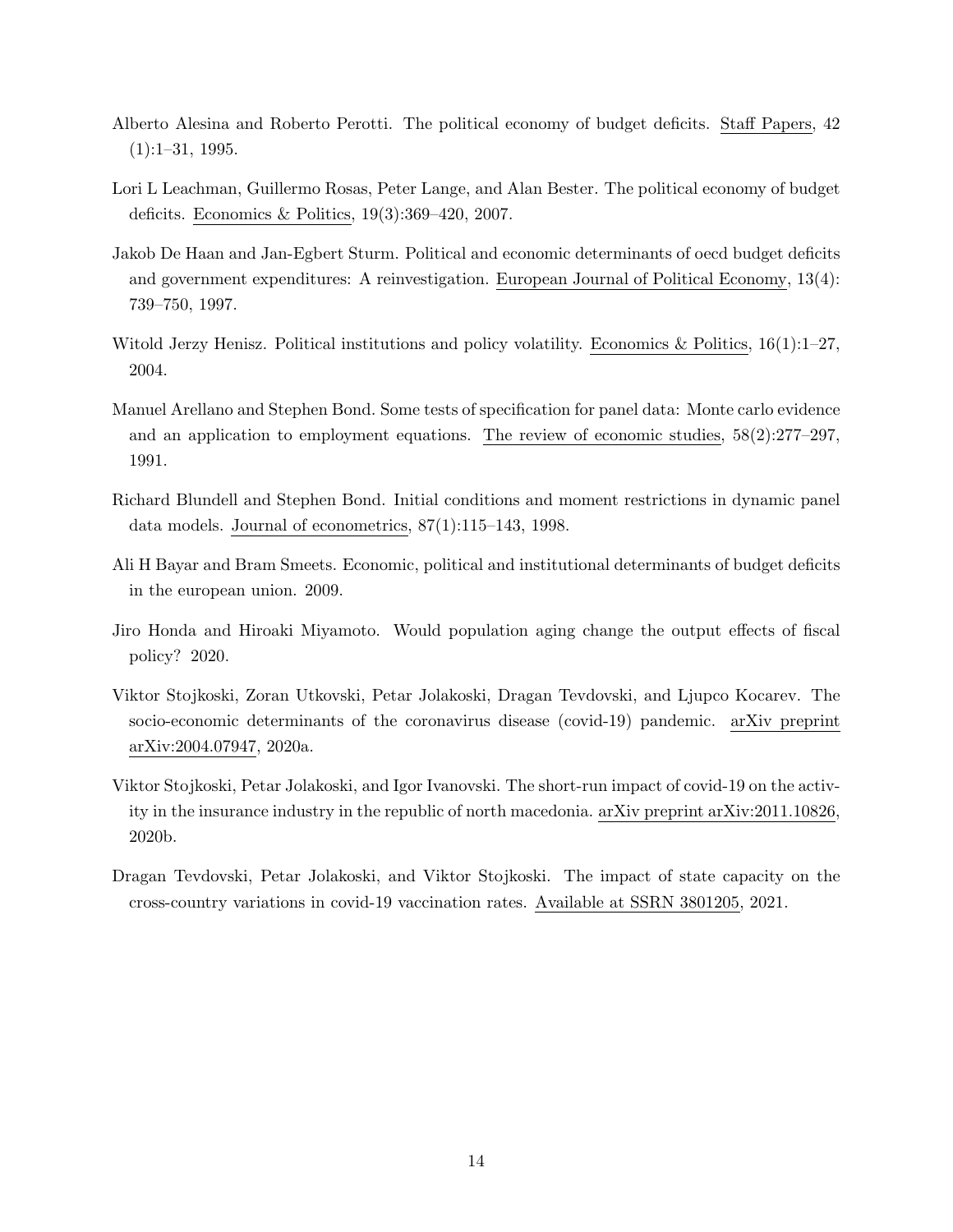Alberto Alesina and Roberto Perotti. The political economy of budget deficits. Staff Papers, 42 (1):1–31, 1995.

Lori L Leachman, Guillermo Rosas, Peter Lange, and Alan Bester. The political economy of budget deficits. Economics & Politics, 19(3):369–420, 2007.

Jakob De Haan and Jan-Egbert Sturm. Political and economic determinants of oecd budget deficits and government expenditures: A reinvestigation. European Journal of Political Economy, 13(4): 739–750, 1997.

Witold Jerzy Henisz. Political institutions and policy volatility. Economics & Politics, 16(1):1–27, 2004.

Manuel Arellano and Stephen Bond. Some tests of specification for panel data: Monte carlo evidence and an application to employment equations. The review of economic studies, 58(2):277–297, 1991.

Richard Blundell and Stephen Bond. Initial conditions and moment restrictions in dynamic panel data models. Journal of econometrics, 87(1):115–143, 1998.

Ali H Bayar and Bram Smeets. Economic, political and institutional determinants of budget deficits in the european union. 2009.

Jiro Honda and Hiroaki Miyamoto. Would population aging change the output effects of fiscal policy? 2020.

Viktor Stojkoski, Zoran Utkovski, Petar Jolakoski, Dragan Tevdovski, and Ljupco Kocarev. The socio-economic determinants of the coronavirus disease (covid-19) pandemic. arXiv preprint arXiv:2004.07947, 2020a.

Viktor Stojkoski, Petar Jolakoski, and Igor Ivanovski. The short-run impact of covid-19 on the activity in the insurance industry in the republic of north macedonia. arXiv preprint arXiv:2011.10826, 2020b.

Dragan Tevdovski, Petar Jolakoski, and Viktor Stojkoski. The impact of state capacity on the cross-country variations in covid-19 vaccination rates. Available at SSRN 3801205, 2021.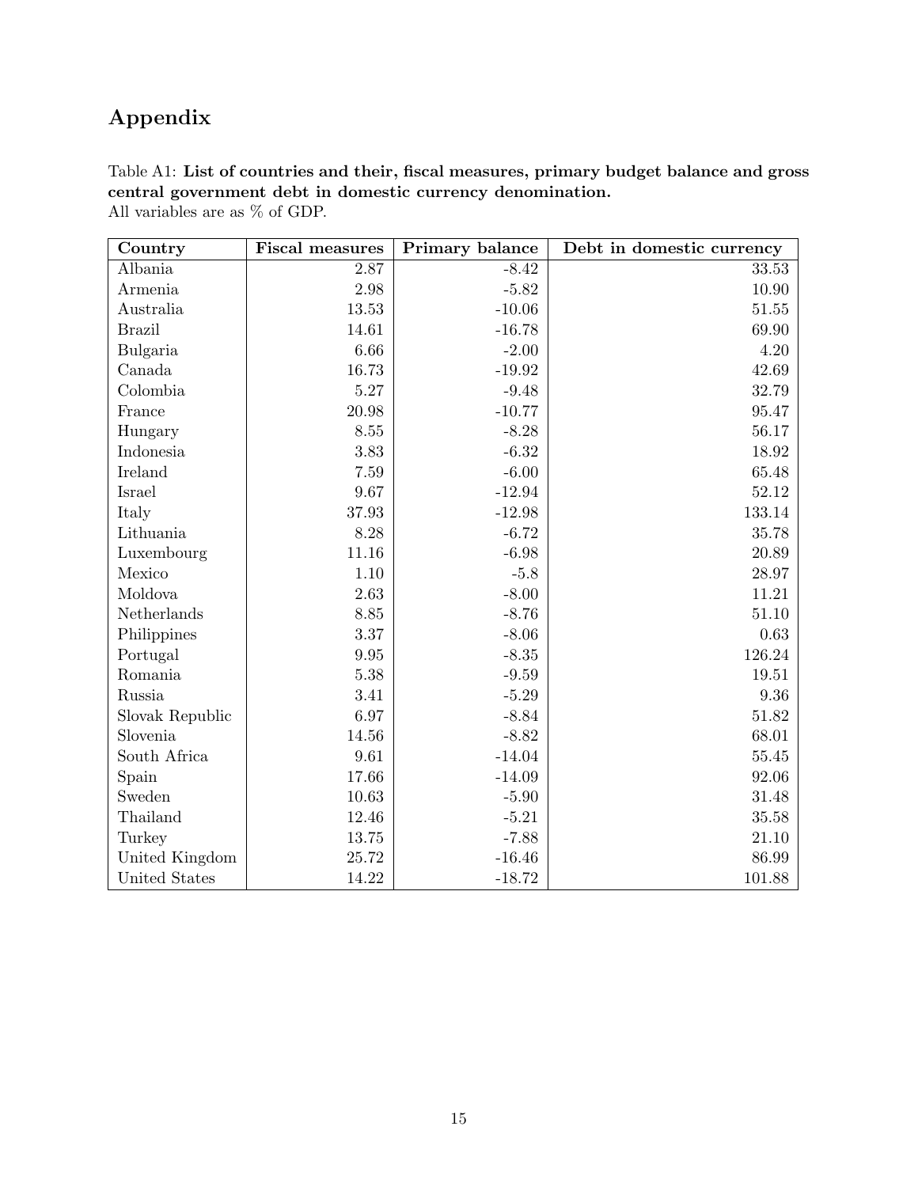# Appendix

Table A1: **List of countries and their, fiscal measures, primary budget balance and gross central government debt in domestic currency denomination.**
All variables are as % of GDP.

| Country | Fiscal measures | Primary balance | Debt in domestic currency |
|---|---|---|---|
| Albania | 2.87 | -8.42 | 33.53 |
| Armenia | 2.98 | -5.82 | 10.90 |
| Australia | 13.53 | -10.06 | 51.55 |
| Brazil | 14.61 | -16.78 | 69.90 |
| Bulgaria | 6.66 | -2.00 | 4.20 |
| Canada | 16.73 | -19.92 | 42.69 |
| Colombia | 5.27 | -9.48 | 32.79 |
| France | 20.98 | -10.77 | 95.47 |
| Hungary | 8.55 | -8.28 | 56.17 |
| Indonesia | 3.83 | -6.32 | 18.92 |
| Ireland | 7.59 | -6.00 | 65.48 |
| Israel | 9.67 | -12.94 | 52.12 |
| Italy | 37.93 | -12.98 | 133.14 |
| Lithuania | 8.28 | -6.72 | 35.78 |
| Luxembourg | 11.16 | -6.98 | 20.89 |
| Mexico | 1.10 | -5.8 | 28.97 |
| Moldova | 2.63 | -8.00 | 11.21 |
| Netherlands | 8.85 | -8.76 | 51.10 |
| Philippines | 3.37 | -8.06 | 0.63 |
| Portugal | 9.95 | -8.35 | 126.24 |
| Romania | 5.38 | -9.59 | 19.51 |
| Russia | 3.41 | -5.29 | 9.36 |
| Slovak Republic | 6.97 | -8.84 | 51.82 |
| Slovenia | 14.56 | -8.82 | 68.01 |
| South Africa | 9.61 | -14.04 | 55.45 |
| Spain | 17.66 | -14.09 | 92.06 |
| Sweden | 10.63 | -5.90 | 31.48 |
| Thailand | 12.46 | -5.21 | 35.58 |
| Turkey | 13.75 | -7.88 | 21.10 |
| United Kingdom | 25.72 | -16.46 | 86.99 |
| United States | 14.22 | -18.72 | 101.88 |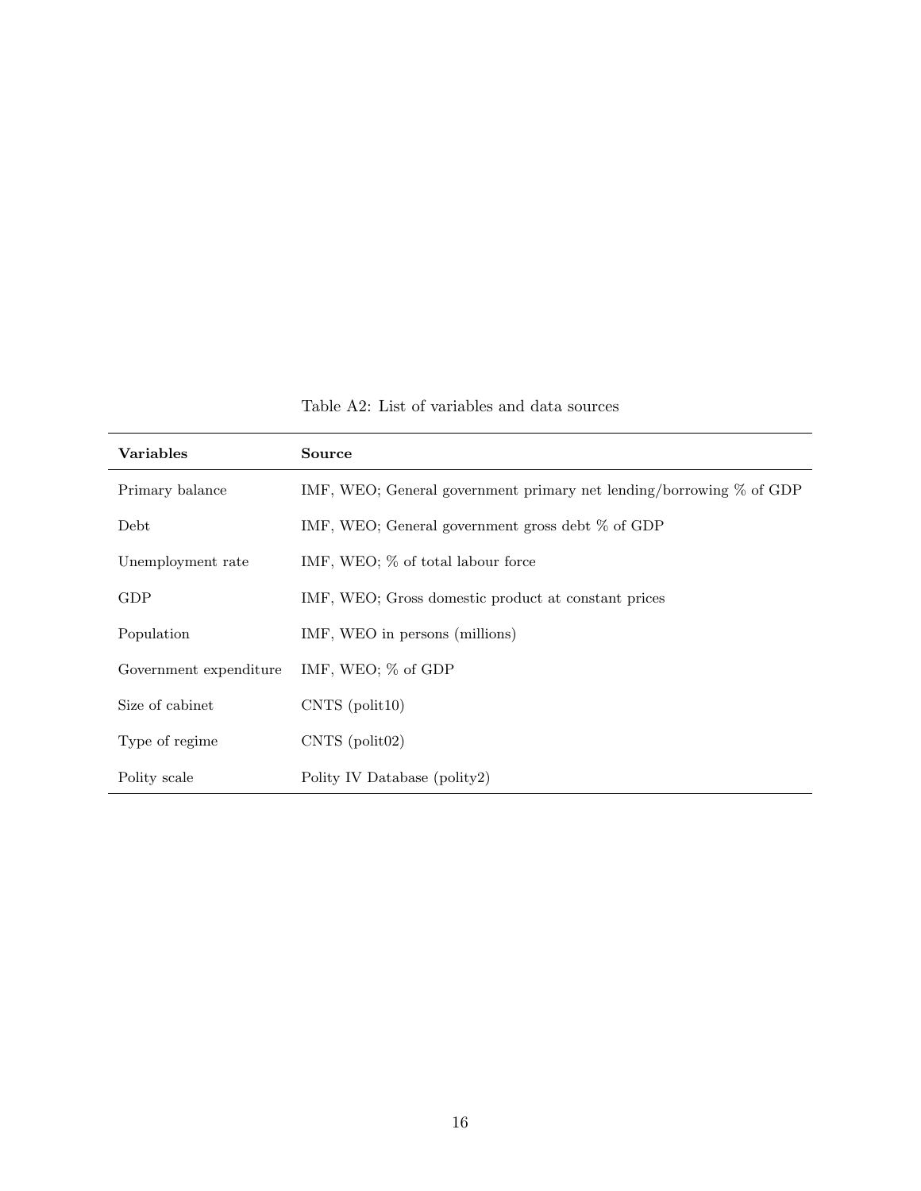Table A2: List of variables and data sources

| **Variables** | **Source** |
|---|---|
| Primary balance | IMF, WEO; General government primary net lending/borrowing % of GDP |
| Debt | IMF, WEO; General government gross debt % of GDP |
| Unemployment rate | IMF, WEO; % of total labour force |
| GDP | IMF, WEO; Gross domestic product at constant prices |
| Population | IMF, WEO in persons (millions) |
| Government expenditure | IMF, WEO; % of GDP |
| Size of cabinet | CNTS (polit10) |
| Type of regime | CNTS (polit02) |
| Polity scale | Polity IV Database (polity2) |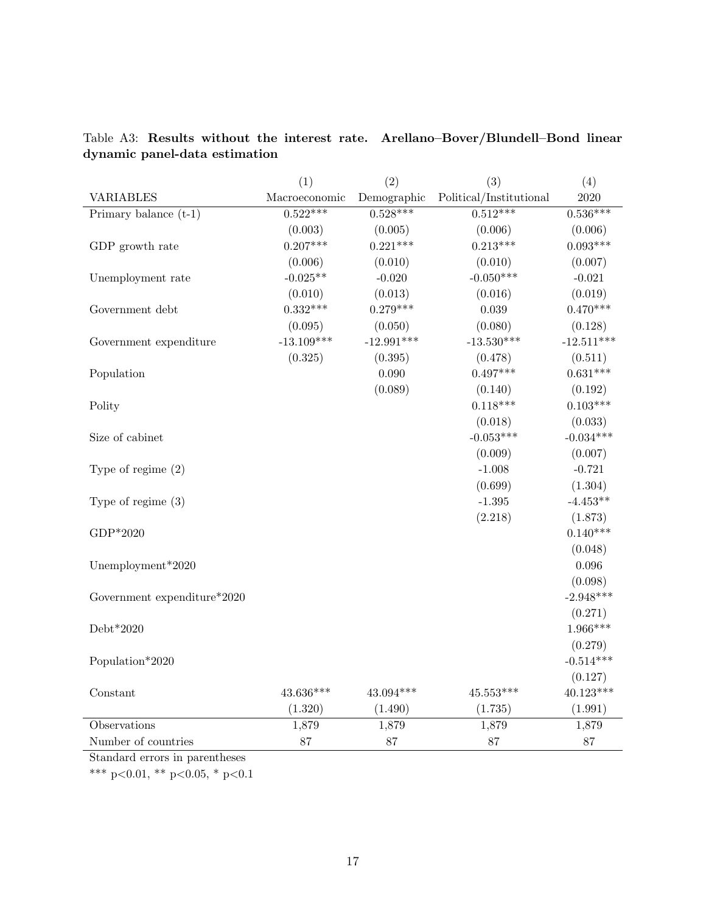Table A3: **Results without the interest rate. Arellano–Bover/Blundell–Bond linear dynamic panel-data estimation**

| | (1) | (2) | (3) | (4) |
|---|---|---|---|---|
| VARIABLES | Macroeconomic | Demographic | Political/Institutional | 2020 |
| Primary balance (t-1) | 0.522*** | 0.528*** | 0.512*** | 0.536*** |
| | (0.003) | (0.005) | (0.006) | (0.006) |
| GDP growth rate | 0.207*** | 0.221*** | 0.213*** | 0.093*** |
| | (0.006) | (0.010) | (0.010) | (0.007) |
| Unemployment rate | -0.025** | -0.020 | -0.050*** | -0.021 |
| | (0.010) | (0.013) | (0.016) | (0.019) |
| Government debt | 0.332*** | 0.279*** | 0.039 | 0.470*** |
| | (0.095) | (0.050) | (0.080) | (0.128) |
| Government expenditure | -13.109*** | -12.991*** | -13.530*** | -12.511*** |
| | (0.325) | (0.395) | (0.478) | (0.511) |
| Population | | 0.090 | 0.497*** | 0.631*** |
| | | (0.089) | (0.140) | (0.192) |
| Polity | | | 0.118*** | 0.103*** |
| | | | (0.018) | (0.033) |
| Size of cabinet | | | -0.053*** | -0.034*** |
| | | | (0.009) | (0.007) |
| Type of regime (2) | | | -1.008 | -0.721 |
| | | | (0.699) | (1.304) |
| Type of regime (3) | | | -1.395 | -4.453** |
| | | | (2.218) | (1.873) |
| GDP*2020 | | | | 0.140*** |
| | | | | (0.048) |
| Unemployment*2020 | | | | 0.096 |
| | | | | (0.098) |
| Government expenditure*2020 | | | | -2.948*** |
| | | | | (0.271) |
| Debt*2020 | | | | 1.966*** |
| | | | | (0.279) |
| Population*2020 | | | | -0.514*** |
| | | | | (0.127) |
| Constant | 43.636*** | 43.094*** | 45.553*** | 40.123*** |
| | (1.320) | (1.490) | (1.735) | (1.991) |
| Observations | 1,879 | 1,879 | 1,879 | 1,879 |
| Number of countries | 87 | 87 | 87 | 87 |

Standard errors in parentheses

*** p<0.01, ** p<0.05, * p<0.1